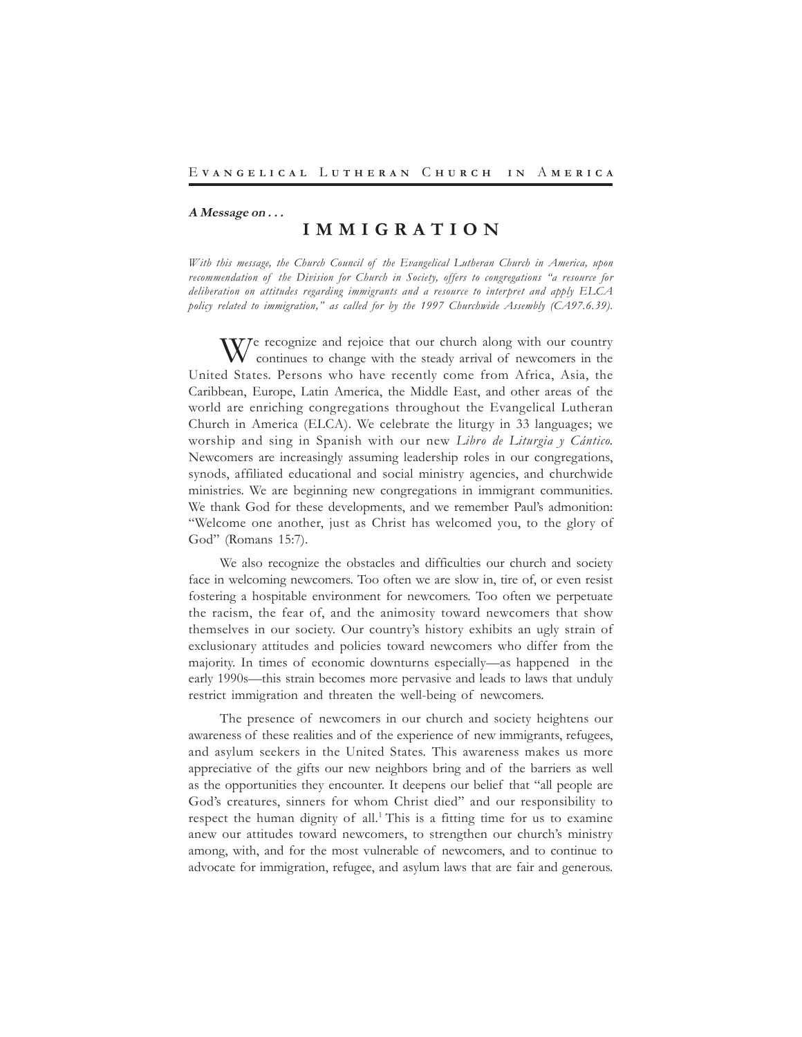Evangelical Lutheran Church in America

***A Message on . . .***

# IMMIGRATION

*With this message, the Church Council of the Evangelical Lutheran Church in America, upon recommendation of the Division for Church in Society, offers to congregations "a resource for deliberation on attitudes regarding immigrants and a resource to interpret and apply ELCA policy related to immigration," as called for by the 1997 Churchwide Assembly (CA97.6.39).*

We recognize and rejoice that our church along with our country continues to change with the steady arrival of newcomers in the United States. Persons who have recently come from Africa, Asia, the Caribbean, Europe, Latin America, the Middle East, and other areas of the world are enriching congregations throughout the Evangelical Lutheran Church in America (ELCA). We celebrate the liturgy in 33 languages; we worship and sing in Spanish with our new *Libro de Liturgia y Cántico*. Newcomers are increasingly assuming leadership roles in our congregations, synods, affiliated educational and social ministry agencies, and churchwide ministries. We are beginning new congregations in immigrant communities. We thank God for these developments, and we remember Paul's admonition: "Welcome one another, just as Christ has welcomed you, to the glory of God" (Romans 15:7).

We also recognize the obstacles and difficulties our church and society face in welcoming newcomers. Too often we are slow in, tire of, or even resist fostering a hospitable environment for newcomers. Too often we perpetuate the racism, the fear of, and the animosity toward newcomers that show themselves in our society. Our country's history exhibits an ugly strain of exclusionary attitudes and policies toward newcomers who differ from the majority. In times of economic downturns especially—as happened in the early 1990s—this strain becomes more pervasive and leads to laws that unduly restrict immigration and threaten the well-being of newcomers.

The presence of newcomers in our church and society heightens our awareness of these realities and of the experience of new immigrants, refugees, and asylum seekers in the United States. This awareness makes us more appreciative of the gifts our new neighbors bring and of the barriers as well as the opportunities they encounter. It deepens our belief that "all people are God's creatures, sinners for whom Christ died" and our responsibility to respect the human dignity of all.[1] This is a fitting time for us to examine anew our attitudes toward newcomers, to strengthen our church's ministry among, with, and for the most vulnerable of newcomers, and to continue to advocate for immigration, refugee, and asylum laws that are fair and generous.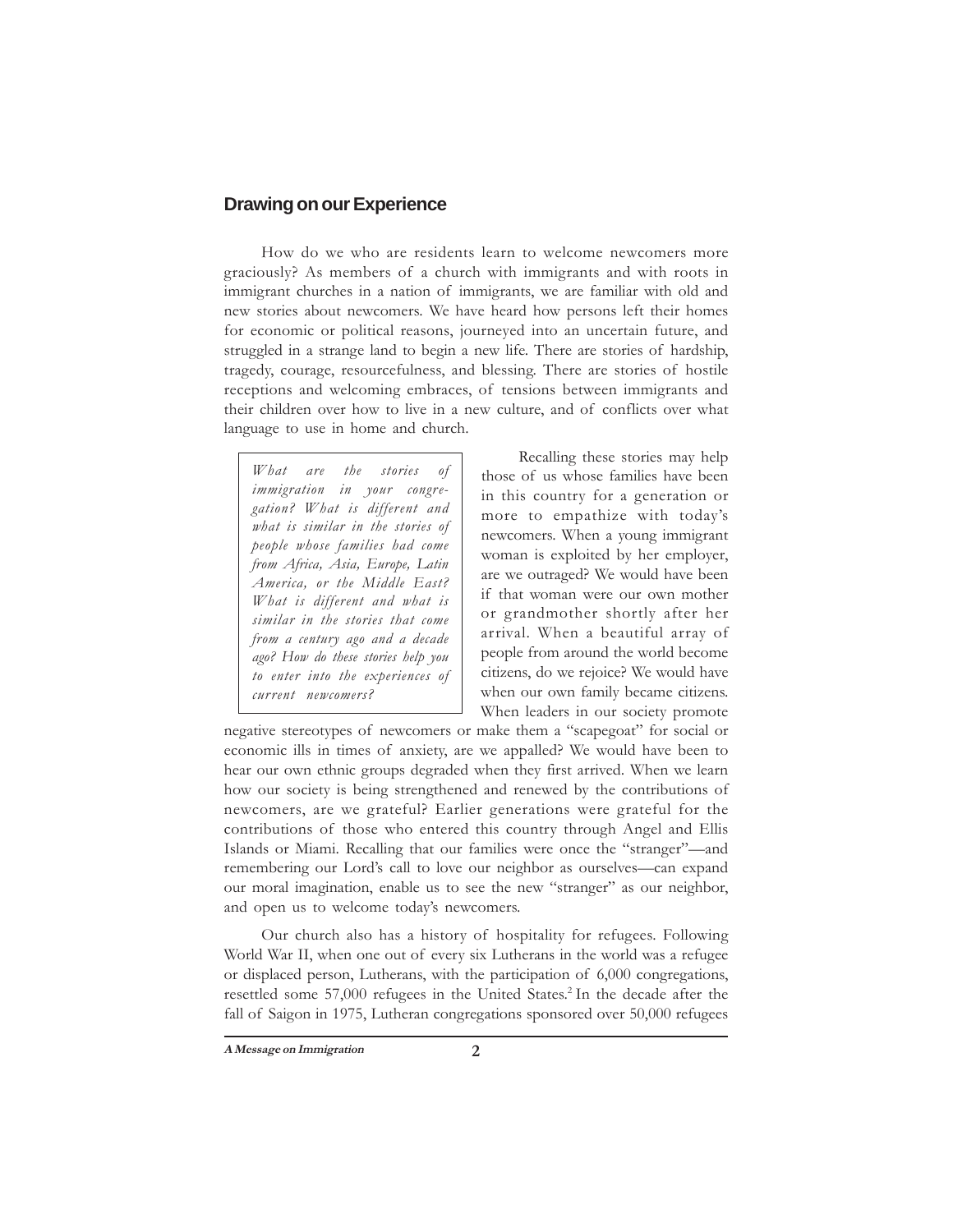## Drawing on our Experience

How do we who are residents learn to welcome newcomers more graciously? As members of a church with immigrants and with roots in immigrant churches in a nation of immigrants, we are familiar with old and new stories about newcomers. We have heard how persons left their homes for economic or political reasons, journeyed into an uncertain future, and struggled in a strange land to begin a new life. There are stories of hardship, tragedy, courage, resourcefulness, and blessing. There are stories of hostile receptions and welcoming embraces, of tensions between immigrants and their children over how to live in a new culture, and of conflicts over what language to use in home and church.

> *What are the stories of immigration in your congregation? What is different and what is similar in the stories of people whose families had come from Africa, Asia, Europe, Latin America, or the Middle East? What is different and what is similar in the stories that come from a century ago and a decade ago? How do these stories help you to enter into the experiences of current newcomers?*

Recalling these stories may help those of us whose families have been in this country for a generation or more to empathize with today's newcomers. When a young immigrant woman is exploited by her employer, are we outraged? We would have been if that woman were our own mother or grandmother shortly after her arrival. When a beautiful array of people from around the world become citizens, do we rejoice? We would have when our own family became citizens. When leaders in our society promote negative stereotypes of newcomers or make them a "scapegoat" for social or economic ills in times of anxiety, are we appalled? We would have been to hear our own ethnic groups degraded when they first arrived. When we learn how our society is being strengthened and renewed by the contributions of newcomers, are we grateful? Earlier generations were grateful for the contributions of those who entered this country through Angel and Ellis Islands or Miami. Recalling that our families were once the "stranger"—and remembering our Lord's call to love our neighbor as ourselves—can expand our moral imagination, enable us to see the new "stranger" as our neighbor, and open us to welcome today's newcomers.

Our church also has a history of hospitality for refugees. Following World War II, when one out of every six Lutherans in the world was a refugee or displaced person, Lutherans, with the participation of 6,000 congregations, resettled some 57,000 refugees in the United States.[2] In the decade after the fall of Saigon in 1975, Lutheran congregations sponsored over 50,000 refugees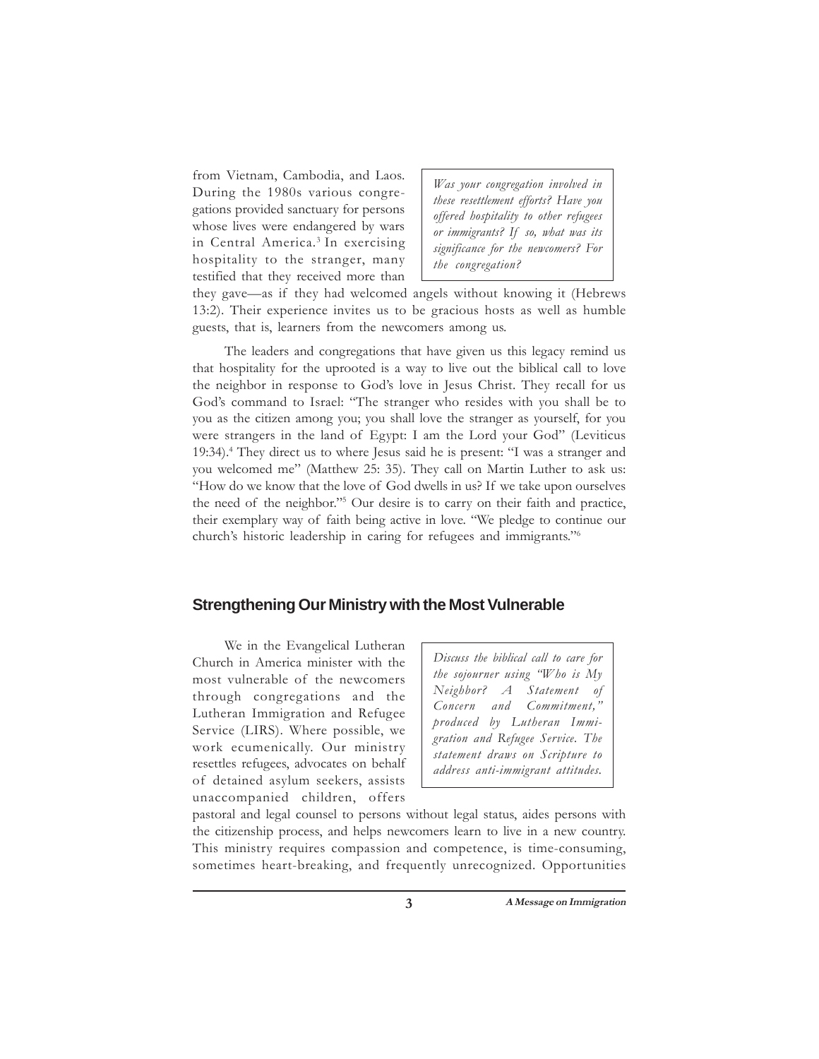from Vietnam, Cambodia, and Laos. During the 1980s various congregations provided sanctuary for persons whose lives were endangered by wars in Central America.[3] In exercising hospitality to the stranger, many testified that they received more than they gave—as if they had welcomed angels without knowing it (Hebrews 13:2). Their experience invites us to be gracious hosts as well as humble guests, that is, learners from the newcomers among us.

*Was your congregation involved in these resettlement efforts? Have you offered hospitality to other refugees or immigrants? If so, what was its significance for the newcomers? For the congregation?*

The leaders and congregations that have given us this legacy remind us that hospitality for the uprooted is a way to live out the biblical call to love the neighbor in response to God's love in Jesus Christ. They recall for us God's command to Israel: "The stranger who resides with you shall be to you as the citizen among you; you shall love the stranger as yourself, for you were strangers in the land of Egypt: I am the Lord your God" (Leviticus 19:34).[4] They direct us to where Jesus said he is present: "I was a stranger and you welcomed me" (Matthew 25: 35). They call on Martin Luther to ask us: "How do we know that the love of God dwells in us? If we take upon ourselves the need of the neighbor."[5] Our desire is to carry on their faith and practice, their exemplary way of faith being active in love. "We pledge to continue our church's historic leadership in caring for refugees and immigrants."[6]

## Strengthening Our Ministry with the Most Vulnerable

We in the Evangelical Lutheran Church in America minister with the most vulnerable of the newcomers through congregations and the Lutheran Immigration and Refugee Service (LIRS). Where possible, we work ecumenically. Our ministry resettles refugees, advocates on behalf of detained asylum seekers, assists unaccompanied children, offers pastoral and legal counsel to persons without legal status, aides persons with the citizenship process, and helps newcomers learn to live in a new country. This ministry requires compassion and competence, is time-consuming, sometimes heart-breaking, and frequently unrecognized. Opportunities

*Discuss the biblical call to care for the sojourner using "Who is My Neighbor? A Statement of Concern and Commitment," produced by Lutheran Immigration and Refugee Service. The statement draws on Scripture to address anti-immigrant attitudes.*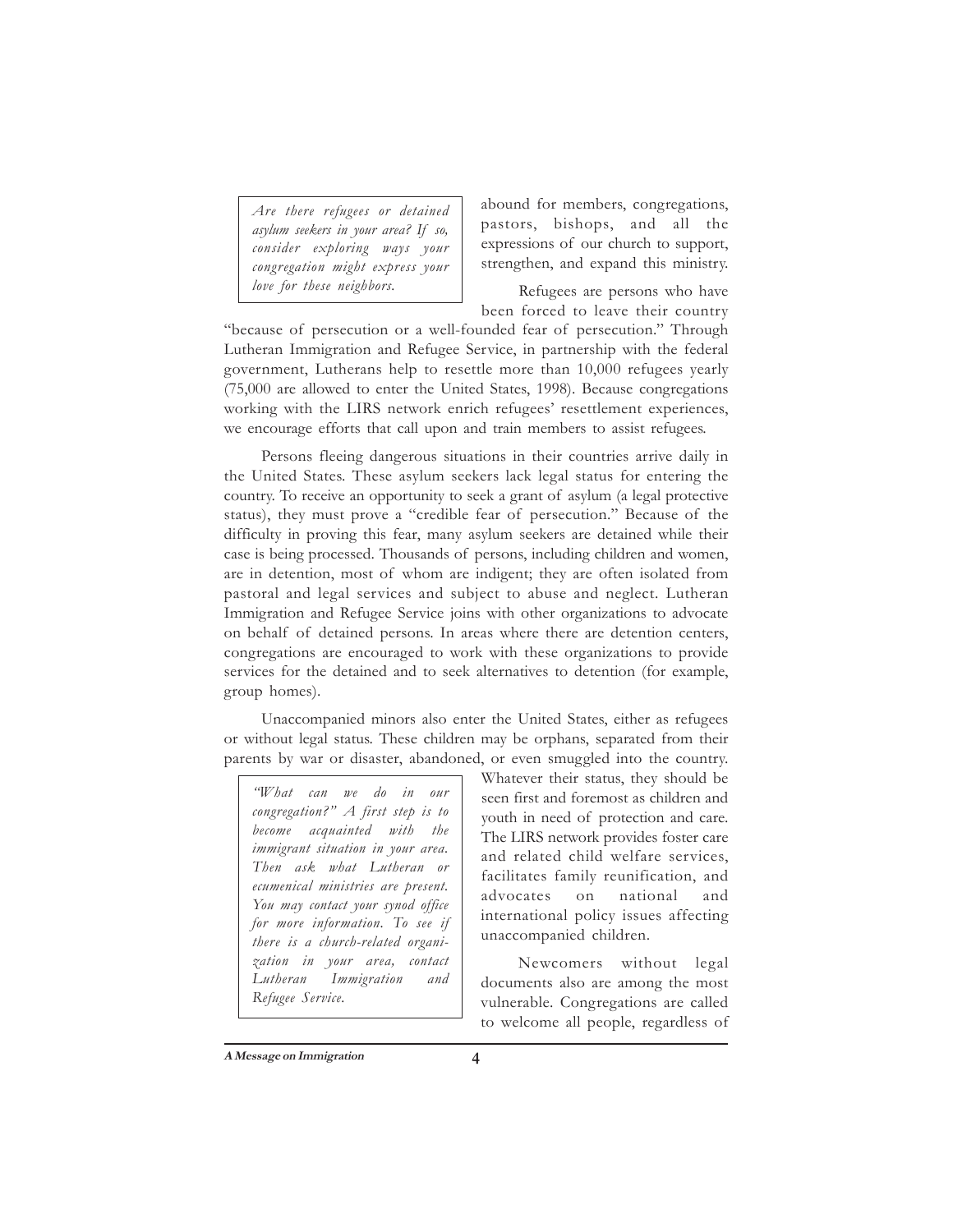> *Are there refugees or detained asylum seekers in your area? If so, consider exploring ways your congregation might express your love for these neighbors.*

abound for members, congregations, pastors, bishops, and all the expressions of our church to support, strengthen, and expand this ministry.

Refugees are persons who have been forced to leave their country "because of persecution or a well-founded fear of persecution." Through Lutheran Immigration and Refugee Service, in partnership with the federal government, Lutherans help to resettle more than 10,000 refugees yearly (75,000 are allowed to enter the United States, 1998). Because congregations working with the LIRS network enrich refugees' resettlement experiences, we encourage efforts that call upon and train members to assist refugees.

Persons fleeing dangerous situations in their countries arrive daily in the United States. These asylum seekers lack legal status for entering the country. To receive an opportunity to seek a grant of asylum (a legal protective status), they must prove a "credible fear of persecution." Because of the difficulty in proving this fear, many asylum seekers are detained while their case is being processed. Thousands of persons, including children and women, are in detention, most of whom are indigent; they are often isolated from pastoral and legal services and subject to abuse and neglect. Lutheran Immigration and Refugee Service joins with other organizations to advocate on behalf of detained persons. In areas where there are detention centers, congregations are encouraged to work with these organizations to provide services for the detained and to seek alternatives to detention (for example, group homes).

Unaccompanied minors also enter the United States, either as refugees or without legal status. These children may be orphans, separated from their parents by war or disaster, abandoned, or even smuggled into the country. Whatever their status, they should be seen first and foremost as children and youth in need of protection and care. The LIRS network provides foster care and related child welfare services, facilitates family reunification, and advocates on national and international policy issues affecting unaccompanied children.

> *"What can we do in our congregation?" A first step is to become acquainted with the immigrant situation in your area. Then ask what Lutheran or ecumenical ministries are present. You may contact your synod office for more information. To see if there is a church-related organization in your area, contact Lutheran Immigration and Refugee Service.*

Newcomers without legal documents also are among the most vulnerable. Congregations are called to welcome all people, regardless of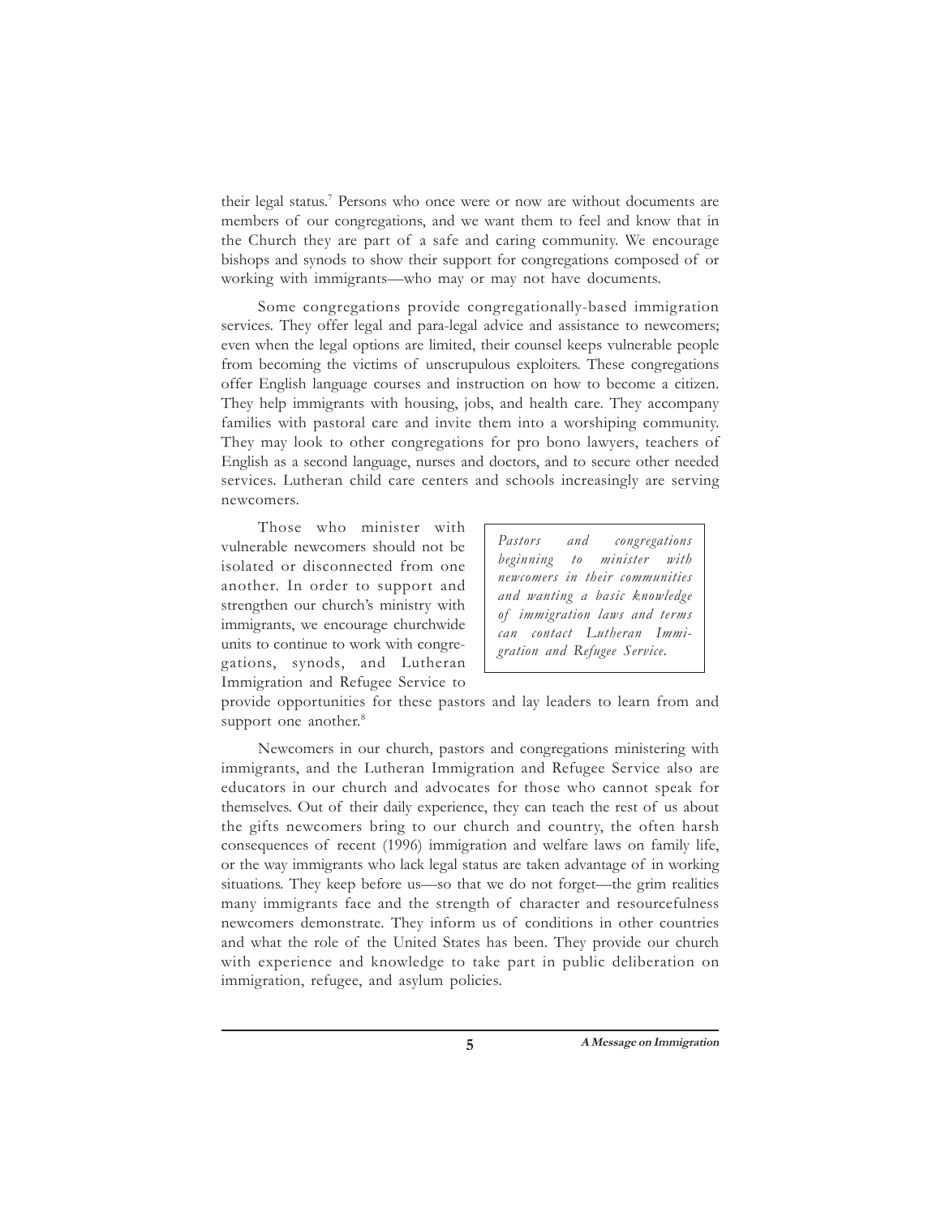their legal status.[7] Persons who once were or now are without documents are members of our congregations, and we want them to feel and know that in the Church they are part of a safe and caring community. We encourage bishops and synods to show their support for congregations composed of or working with immigrants—who may or may not have documents.

Some congregations provide congregationally-based immigration services. They offer legal and para-legal advice and assistance to newcomers; even when the legal options are limited, their counsel keeps vulnerable people from becoming the victims of unscrupulous exploiters. These congregations offer English language courses and instruction on how to become a citizen. They help immigrants with housing, jobs, and health care. They accompany families with pastoral care and invite them into a worshiping community. They may look to other congregations for pro bono lawyers, teachers of English as a second language, nurses and doctors, and to secure other needed services. Lutheran child care centers and schools increasingly are serving newcomers.

Those who minister with vulnerable newcomers should not be isolated or disconnected from one another. In order to support and strengthen our church's ministry with immigrants, we encourage churchwide units to continue to work with congregations, synods, and Lutheran Immigration and Refugee Service to provide opportunities for these pastors and lay leaders to learn from and support one another.[8]

*Pastors and congregations beginning to minister with newcomers in their communities and wanting a basic knowledge of immigration laws and terms can contact Lutheran Immigration and Refugee Service.*

Newcomers in our church, pastors and congregations ministering with immigrants, and the Lutheran Immigration and Refugee Service also are educators in our church and advocates for those who cannot speak for themselves. Out of their daily experience, they can teach the rest of us about the gifts newcomers bring to our church and country, the often harsh consequences of recent (1996) immigration and welfare laws on family life, or the way immigrants who lack legal status are taken advantage of in working situations. They keep before us—so that we do not forget—the grim realities many immigrants face and the strength of character and resourcefulness newcomers demonstrate. They inform us of conditions in other countries and what the role of the United States has been. They provide our church with experience and knowledge to take part in public deliberation on immigration, refugee, and asylum policies.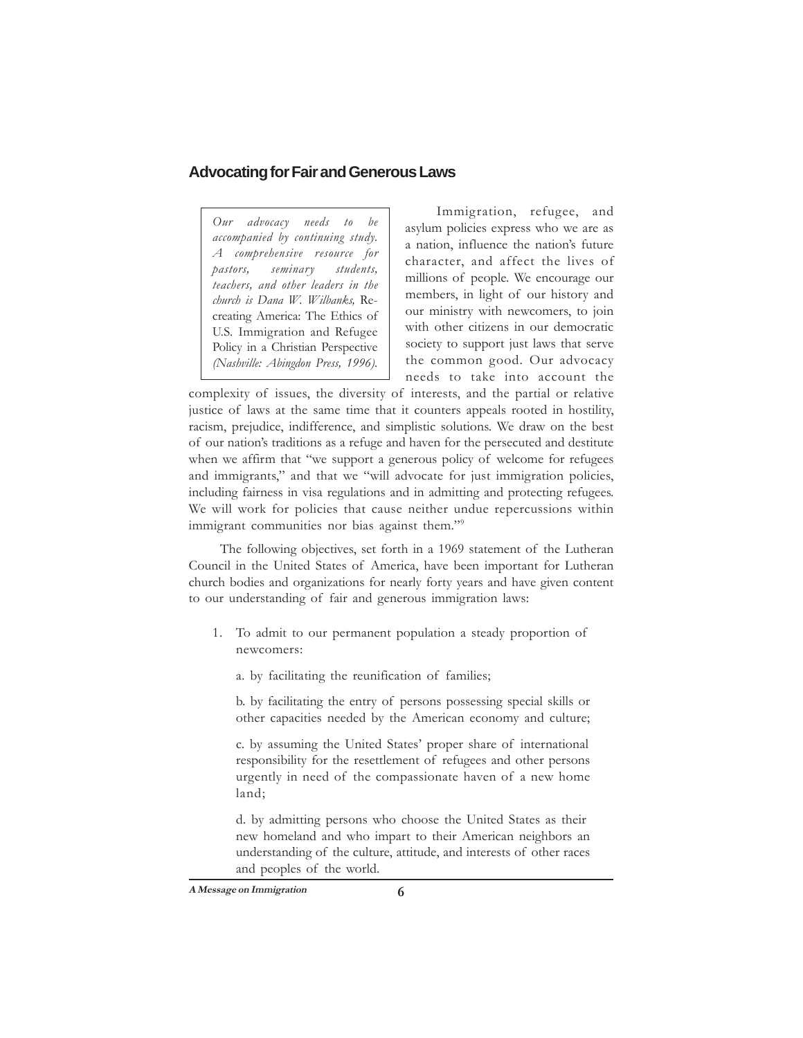## Advocating for Fair and Generous Laws

> *Our advocacy needs to be accompanied by continuing study. A comprehensive resource for pastors, seminary students, teachers, and other leaders in the church is Dana W. Wilbanks,* Re-creating America: The Ethics of U.S. Immigration and Refugee Policy in a Christian Perspective *(Nashville: Abingdon Press, 1996).*

Immigration, refugee, and asylum policies express who we are as a nation, influence the nation's future character, and affect the lives of millions of people. We encourage our members, in light of our history and our ministry with newcomers, to join with other citizens in our democratic society to support just laws that serve the common good. Our advocacy needs to take into account the complexity of issues, the diversity of interests, and the partial or relative justice of laws at the same time that it counters appeals rooted in hostility, racism, prejudice, indifference, and simplistic solutions. We draw on the best of our nation's traditions as a refuge and haven for the persecuted and destitute when we affirm that "we support a generous policy of welcome for refugees and immigrants," and that we "will advocate for just immigration policies, including fairness in visa regulations and in admitting and protecting refugees. We will work for policies that cause neither undue repercussions within immigrant communities nor bias against them."[9]

The following objectives, set forth in a 1969 statement of the Lutheran Council in the United States of America, have been important for Lutheran church bodies and organizations for nearly forty years and have given content to our understanding of fair and generous immigration laws:

1. To admit to our permanent population a steady proportion of newcomers:

   a. by facilitating the reunification of families;

   b. by facilitating the entry of persons possessing special skills or other capacities needed by the American economy and culture;

   c. by assuming the United States' proper share of international responsibility for the resettlement of refugees and other persons urgently in need of the compassionate haven of a new home land;

   d. by admitting persons who choose the United States as their new homeland and who impart to their American neighbors an understanding of the culture, attitude, and interests of other races and peoples of the world.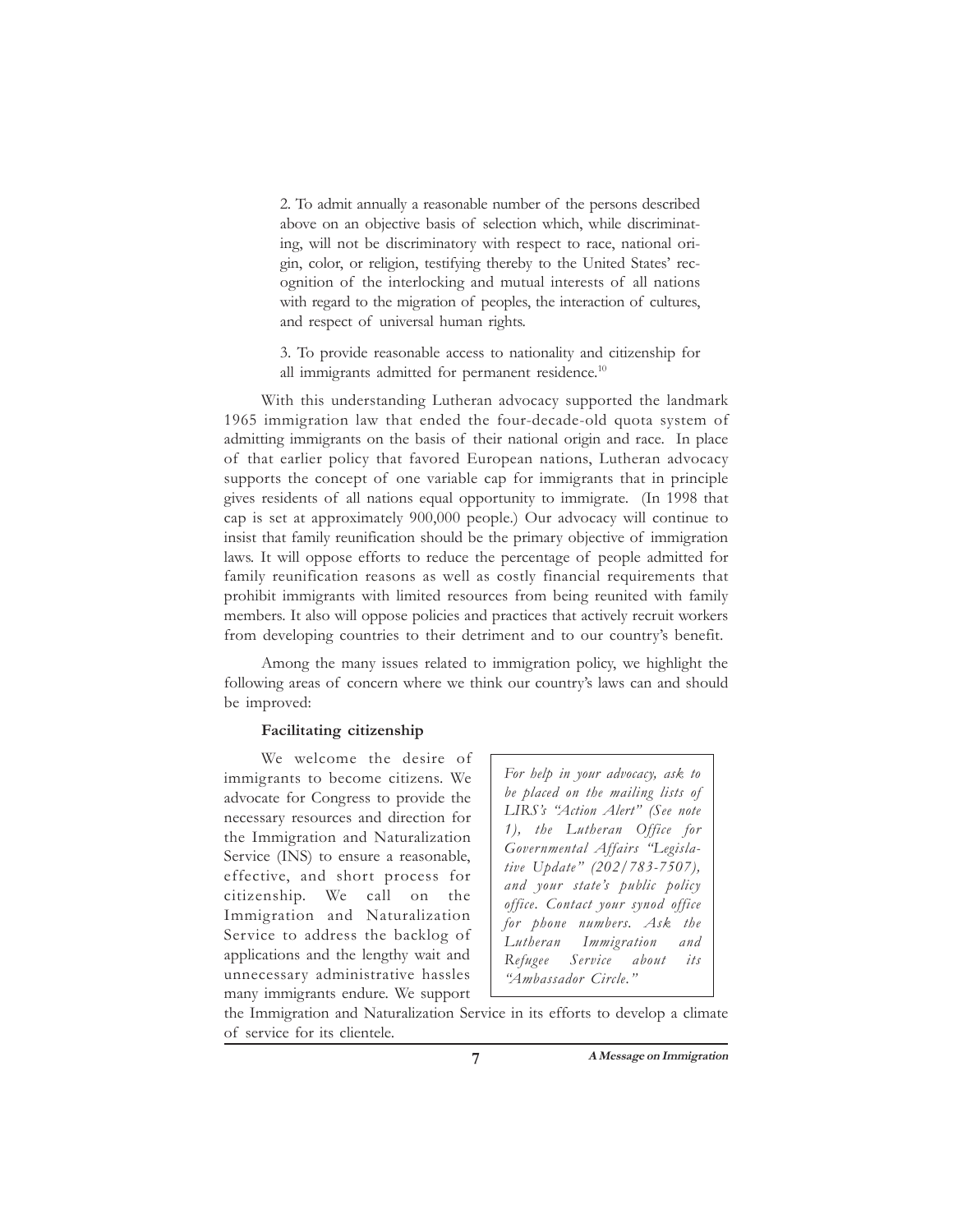2. To admit annually a reasonable number of the persons described above on an objective basis of selection which, while discriminating, will not be discriminatory with respect to race, national origin, color, or religion, testifying thereby to the United States' recognition of the interlocking and mutual interests of all nations with regard to the migration of peoples, the interaction of cultures, and respect of universal human rights.

3. To provide reasonable access to nationality and citizenship for all immigrants admitted for permanent residence.[10]

With this understanding Lutheran advocacy supported the landmark 1965 immigration law that ended the four-decade-old quota system of admitting immigrants on the basis of their national origin and race. In place of that earlier policy that favored European nations, Lutheran advocacy supports the concept of one variable cap for immigrants that in principle gives residents of all nations equal opportunity to immigrate. (In 1998 that cap is set at approximately 900,000 people.) Our advocacy will continue to insist that family reunification should be the primary objective of immigration laws. It will oppose efforts to reduce the percentage of people admitted for family reunification reasons as well as costly financial requirements that prohibit immigrants with limited resources from being reunited with family members. It also will oppose policies and practices that actively recruit workers from developing countries to their detriment and to our country's benefit.

Among the many issues related to immigration policy, we highlight the following areas of concern where we think our country's laws can and should be improved:

**Facilitating citizenship**

We welcome the desire of immigrants to become citizens. We advocate for Congress to provide the necessary resources and direction for the Immigration and Naturalization Service (INS) to ensure a reasonable, effective, and short process for citizenship. We call on the Immigration and Naturalization Service to address the backlog of applications and the lengthy wait and unnecessary administrative hassles many immigrants endure. We support the Immigration and Naturalization Service in its efforts to develop a climate of service for its clientele.

*For help in your advocacy, ask to be placed on the mailing lists of LIRS's "Action Alert" (See note 1), the Lutheran Office for Governmental Affairs "Legislative Update" (202/783-7507), and your state's public policy office. Contact your synod office for phone numbers. Ask the Lutheran Immigration and Refugee Service about its "Ambassador Circle."*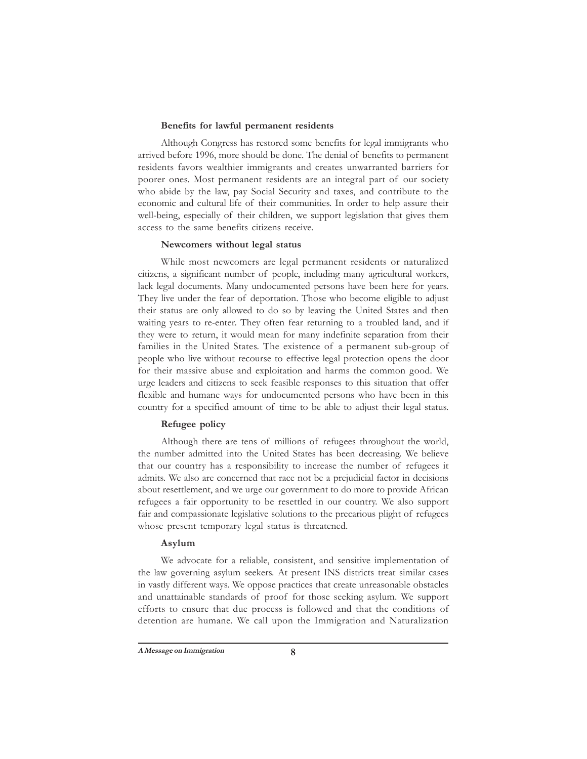**Benefits for lawful permanent residents**

Although Congress has restored some benefits for legal immigrants who arrived before 1996, more should be done. The denial of benefits to permanent residents favors wealthier immigrants and creates unwarranted barriers for poorer ones. Most permanent residents are an integral part of our society who abide by the law, pay Social Security and taxes, and contribute to the economic and cultural life of their communities. In order to help assure their well-being, especially of their children, we support legislation that gives them access to the same benefits citizens receive.

**Newcomers without legal status**

While most newcomers are legal permanent residents or naturalized citizens, a significant number of people, including many agricultural workers, lack legal documents. Many undocumented persons have been here for years. They live under the fear of deportation. Those who become eligible to adjust their status are only allowed to do so by leaving the United States and then waiting years to re-enter. They often fear returning to a troubled land, and if they were to return, it would mean for many indefinite separation from their families in the United States. The existence of a permanent sub-group of people who live without recourse to effective legal protection opens the door for their massive abuse and exploitation and harms the common good. We urge leaders and citizens to seek feasible responses to this situation that offer flexible and humane ways for undocumented persons who have been in this country for a specified amount of time to be able to adjust their legal status.

**Refugee policy**

Although there are tens of millions of refugees throughout the world, the number admitted into the United States has been decreasing. We believe that our country has a responsibility to increase the number of refugees it admits. We also are concerned that race not be a prejudicial factor in decisions about resettlement, and we urge our government to do more to provide African refugees a fair opportunity to be resettled in our country. We also support fair and compassionate legislative solutions to the precarious plight of refugees whose present temporary legal status is threatened.

**Asylum**

We advocate for a reliable, consistent, and sensitive implementation of the law governing asylum seekers. At present INS districts treat similar cases in vastly different ways. We oppose practices that create unreasonable obstacles and unattainable standards of proof for those seeking asylum. We support efforts to ensure that due process is followed and that the conditions of detention are humane. We call upon the Immigration and Naturalization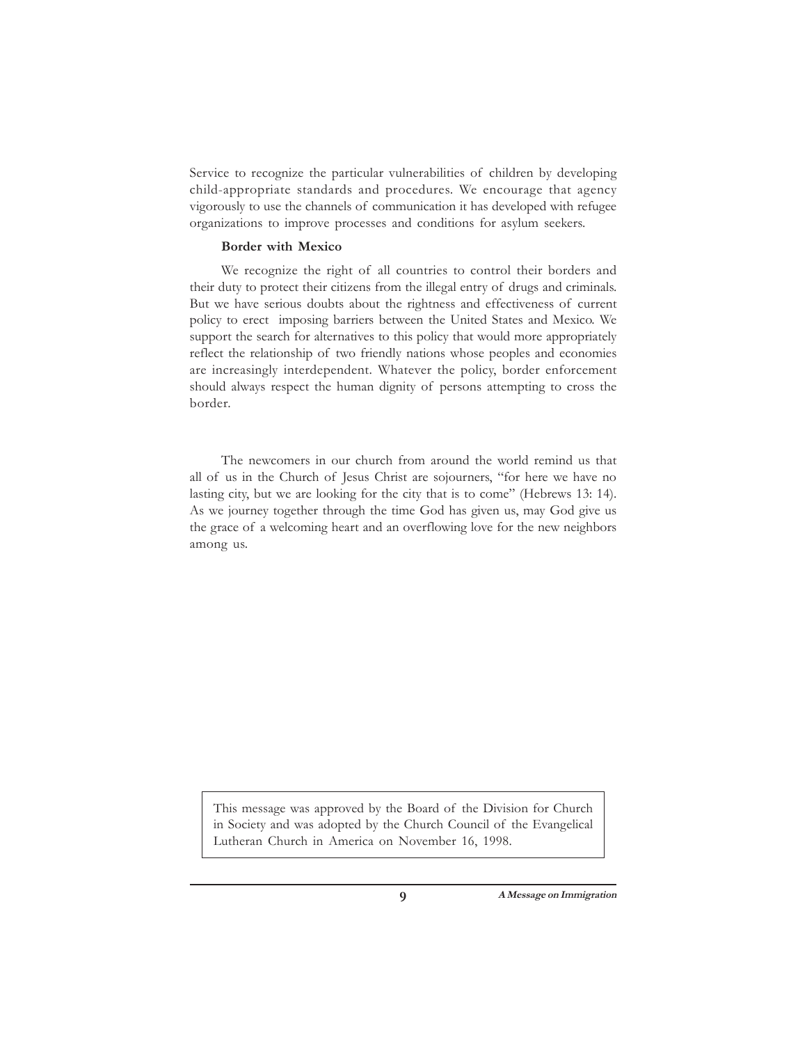Service to recognize the particular vulnerabilities of children by developing child-appropriate standards and procedures. We encourage that agency vigorously to use the channels of communication it has developed with refugee organizations to improve processes and conditions for asylum seekers.

**Border with Mexico**

We recognize the right of all countries to control their borders and their duty to protect their citizens from the illegal entry of drugs and criminals. But we have serious doubts about the rightness and effectiveness of current policy to erect imposing barriers between the United States and Mexico. We support the search for alternatives to this policy that would more appropriately reflect the relationship of two friendly nations whose peoples and economies are increasingly interdependent. Whatever the policy, border enforcement should always respect the human dignity of persons attempting to cross the border.

The newcomers in our church from around the world remind us that all of us in the Church of Jesus Christ are sojourners, "for here we have no lasting city, but we are looking for the city that is to come" (Hebrews 13: 14). As we journey together through the time God has given us, may God give us the grace of a welcoming heart and an overflowing love for the new neighbors among us.

> This message was approved by the Board of the Division for Church in Society and was adopted by the Church Council of the Evangelical Lutheran Church in America on November 16, 1998.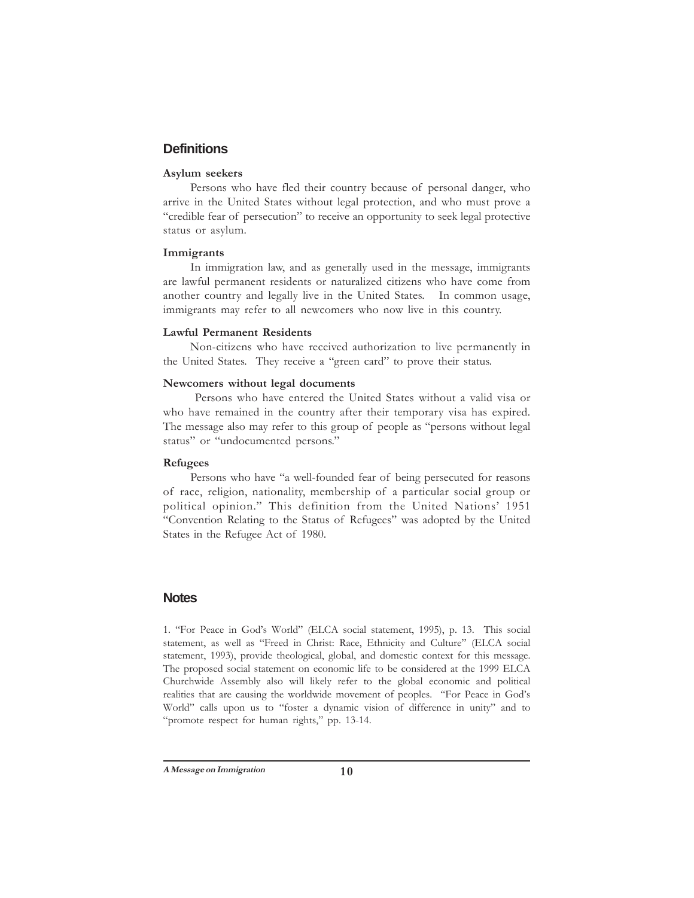## Definitions

**Asylum seekers**

Persons who have fled their country because of personal danger, who arrive in the United States without legal protection, and who must prove a "credible fear of persecution" to receive an opportunity to seek legal protective status or asylum.

**Immigrants**

In immigration law, and as generally used in the message, immigrants are lawful permanent residents or naturalized citizens who have come from another country and legally live in the United States. In common usage, immigrants may refer to all newcomers who now live in this country.

**Lawful Permanent Residents**

Non-citizens who have received authorization to live permanently in the United States. They receive a "green card" to prove their status.

**Newcomers without legal documents**

Persons who have entered the United States without a valid visa or who have remained in the country after their temporary visa has expired. The message also may refer to this group of people as "persons without legal status" or "undocumented persons."

**Refugees**

Persons who have "a well-founded fear of being persecuted for reasons of race, religion, nationality, membership of a particular social group or political opinion." This definition from the United Nations' 1951 "Convention Relating to the Status of Refugees" was adopted by the United States in the Refugee Act of 1980.

## Notes

1. "For Peace in God's World" (ELCA social statement, 1995), p. 13. This social statement, as well as "Freed in Christ: Race, Ethnicity and Culture" (ELCA social statement, 1993), provide theological, global, and domestic context for this message. The proposed social statement on economic life to be considered at the 1999 ELCA Churchwide Assembly also will likely refer to the global economic and political realities that are causing the worldwide movement of peoples. "For Peace in God's World" calls upon us to "foster a dynamic vision of difference in unity" and to "promote respect for human rights," pp. 13-14.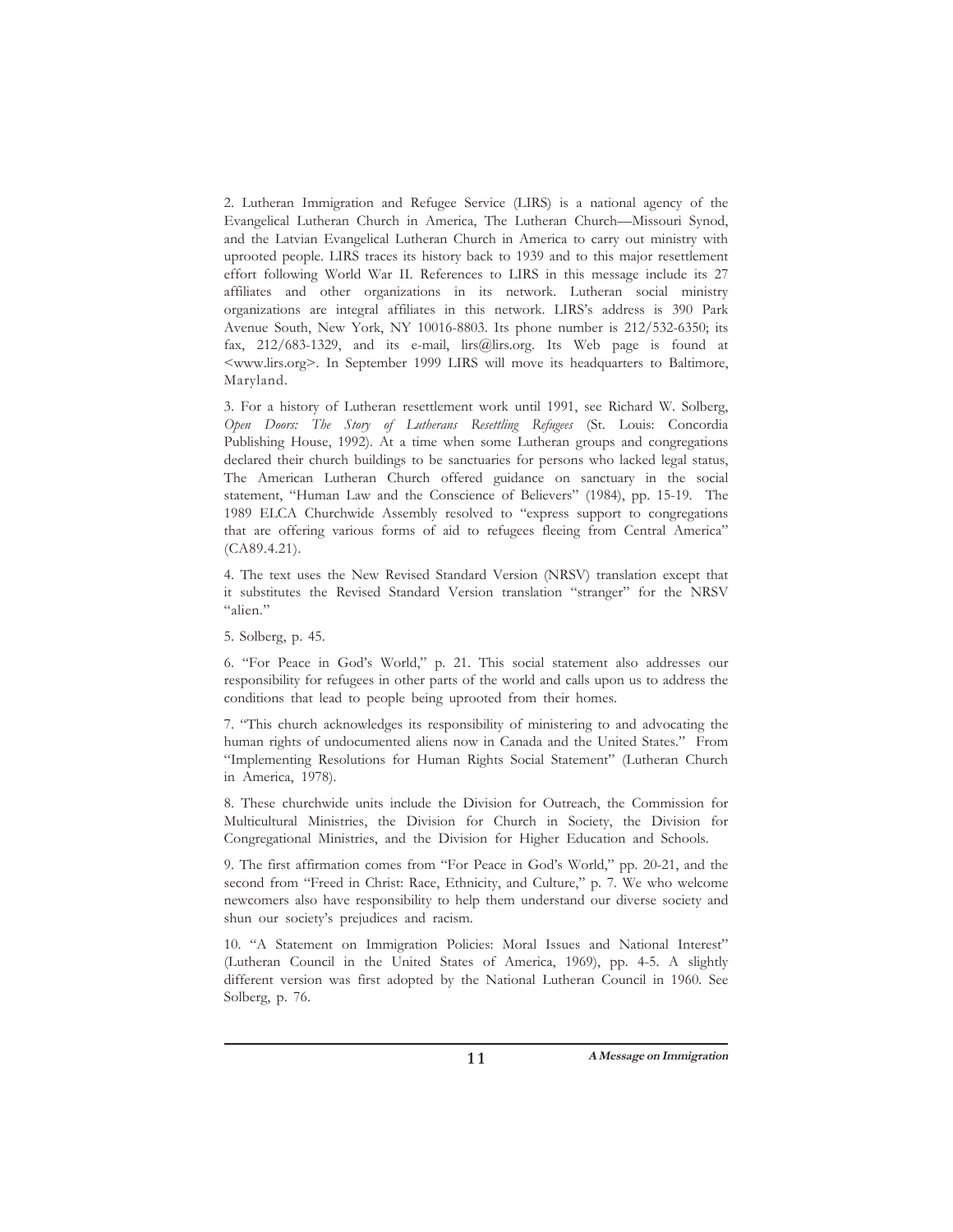2. Lutheran Immigration and Refugee Service (LIRS) is a national agency of the Evangelical Lutheran Church in America, The Lutheran Church—Missouri Synod, and the Latvian Evangelical Lutheran Church in America to carry out ministry with uprooted people. LIRS traces its history back to 1939 and to this major resettlement effort following World War II. References to LIRS in this message include its 27 affiliates and other organizations in its network. Lutheran social ministry organizations are integral affiliates in this network. LIRS's address is 390 Park Avenue South, New York, NY 10016-8803. Its phone number is 212/532-6350; its fax, 212/683-1329, and its e-mail, lirs@lirs.org. Its Web page is found at <www.lirs.org>. In September 1999 LIRS will move its headquarters to Baltimore, Maryland.

3. For a history of Lutheran resettlement work until 1991, see Richard W. Solberg, *Open Doors: The Story of Lutherans Resettling Refugees* (St. Louis: Concordia Publishing House, 1992). At a time when some Lutheran groups and congregations declared their church buildings to be sanctuaries for persons who lacked legal status, The American Lutheran Church offered guidance on sanctuary in the social statement, "Human Law and the Conscience of Believers" (1984), pp. 15-19. The 1989 ELCA Churchwide Assembly resolved to "express support to congregations that are offering various forms of aid to refugees fleeing from Central America" (CA89.4.21).

4. The text uses the New Revised Standard Version (NRSV) translation except that it substitutes the Revised Standard Version translation "stranger" for the NRSV "alien."

5. Solberg, p. 45.

6. "For Peace in God's World," p. 21. This social statement also addresses our responsibility for refugees in other parts of the world and calls upon us to address the conditions that lead to people being uprooted from their homes.

7. "This church acknowledges its responsibility of ministering to and advocating the human rights of undocumented aliens now in Canada and the United States." From "Implementing Resolutions for Human Rights Social Statement" (Lutheran Church in America, 1978).

8. These churchwide units include the Division for Outreach, the Commission for Multicultural Ministries, the Division for Church in Society, the Division for Congregational Ministries, and the Division for Higher Education and Schools.

9. The first affirmation comes from "For Peace in God's World," pp. 20-21, and the second from "Freed in Christ: Race, Ethnicity, and Culture," p. 7. We who welcome newcomers also have responsibility to help them understand our diverse society and shun our society's prejudices and racism.

10. "A Statement on Immigration Policies: Moral Issues and National Interest" (Lutheran Council in the United States of America, 1969), pp. 4-5. A slightly different version was first adopted by the National Lutheran Council in 1960. See Solberg, p. 76.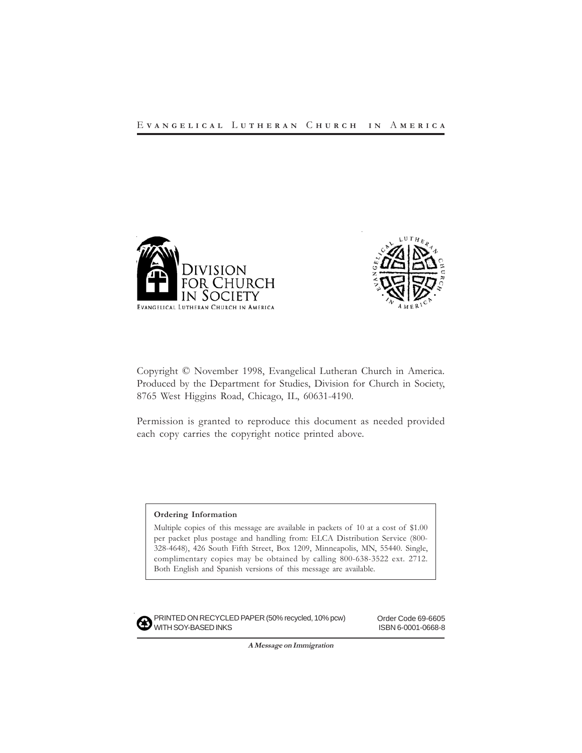Evangelical Lutheran Church in America

Division for Church in Society

Evangelical Lutheran Church in America

Copyright © November 1998, Evangelical Lutheran Church in America. Produced by the Department for Studies, Division for Church in Society, 8765 West Higgins Road, Chicago, IL, 60631-4190.

Permission is granted to reproduce this document as needed provided each copy carries the copyright notice printed above.

**Ordering Information**

Multiple copies of this message are available in packets of 10 at a cost of $1.00 per packet plus postage and handling from: ELCA Distribution Service (800-328-4648), 426 South Fifth Street, Box 1209, Minneapolis, MN, 55440. Single, complimentary copies may be obtained by calling 800-638-3522 ext. 2712. Both English and Spanish versions of this message are available.

PRINTED ON RECYCLED PAPER (50% recycled, 10% pcw) WITH SOY-BASED INKS

Order Code 69-6605
ISBN 6-0001-0668-8